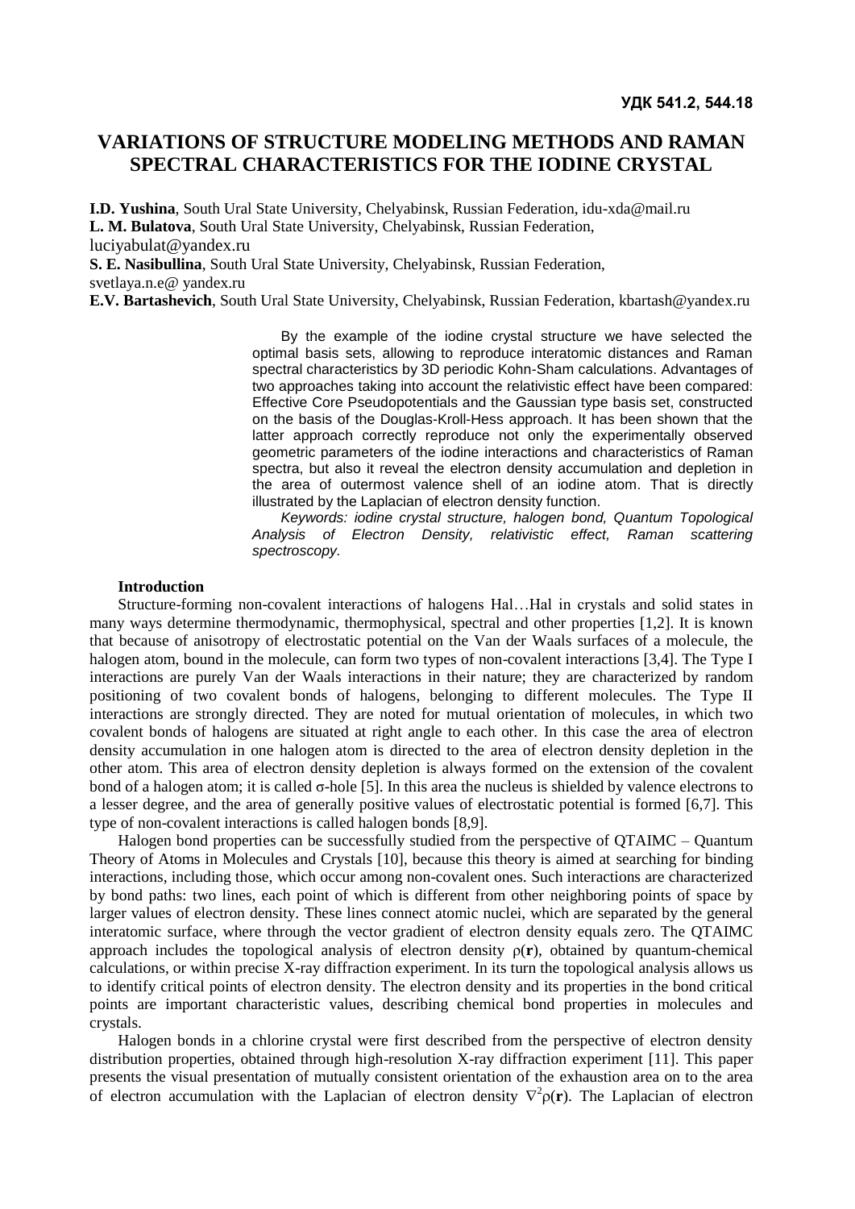**УДК 541.2, 544.18**

# VARIATIONS OF STRUCTURE MODELING METHODS AND RAMAN SPECTRAL CHARACTERISTICS FOR THE IODINE CRYSTAL

**I.D. Yushina**, South Ural State University, Chelyabinsk, Russian Federation, idu-xda@mail.ru
**L. M. Bulatova**, South Ural State University, Chelyabinsk, Russian Federation, luciyabulat@yandex.ru
**S. E. Nasibullina**, South Ural State University, Chelyabinsk, Russian Federation, svetlaya.n.e@ yandex.ru
**E.V. Bartashevich**, South Ural State University, Chelyabinsk, Russian Federation, kbartash@yandex.ru

By the example of the iodine crystal structure we have selected the optimal basis sets, allowing to reproduce interatomic distances and Raman spectral characteristics by 3D periodic Kohn-Sham calculations. Advantages of two approaches taking into account the relativistic effect have been compared: Effective Core Pseudopotentials and the Gaussian type basis set, constructed on the basis of the Douglas-Kroll-Hess approach. It has been shown that the latter approach correctly reproduce not only the experimentally observed geometric parameters of the iodine interactions and characteristics of Raman spectra, but also it reveal the electron density accumulation and depletion in the area of outermost valence shell of an iodine atom. That is directly illustrated by the Laplacian of electron density function.

*Keywords: iodine crystal structure, halogen bond, Quantum Topological Analysis of Electron Density, relativistic effect, Raman scattering spectroscopy.*

## Introduction

Structure-forming non-covalent interactions of halogens Hal…Hal in crystals and solid states in many ways determine thermodynamic, thermophysical, spectral and other properties [1,2]. It is known that because of anisotropy of electrostatic potential on the Van der Waals surfaces of a molecule, the halogen atom, bound in the molecule, can form two types of non-covalent interactions [3,4]. The Type I interactions are purely Van der Waals interactions in their nature; they are characterized by random positioning of two covalent bonds of halogens, belonging to different molecules. The Type II interactions are strongly directed. They are noted for mutual orientation of molecules, in which two covalent bonds of halogens are situated at right angle to each other. In this case the area of electron density accumulation in one halogen atom is directed to the area of electron density depletion in the other atom. This area of electron density depletion is always formed on the extension of the covalent bond of a halogen atom; it is called σ-hole [5]. In this area the nucleus is shielded by valence electrons to a lesser degree, and the area of generally positive values of electrostatic potential is formed [6,7]. This type of non-covalent interactions is called halogen bonds [8,9].

Halogen bond properties can be successfully studied from the perspective of QTAIMC – Quantum Theory of Atoms in Molecules and Crystals [10], because this theory is aimed at searching for binding interactions, including those, which occur among non-covalent ones. Such interactions are characterized by bond paths: two lines, each point of which is different from other neighboring points of space by larger values of electron density. These lines connect atomic nuclei, which are separated by the general interatomic surface, where through the vector gradient of electron density equals zero. The QTAIMC approach includes the topological analysis of electron density $\rho(\mathbf{r})$, obtained by quantum-chemical calculations, or within precise X-ray diffraction experiment. In its turn the topological analysis allows us to identify critical points of electron density. The electron density and its properties in the bond critical points are important characteristic values, describing chemical bond properties in molecules and crystals.

Halogen bonds in a chlorine crystal were first described from the perspective of electron density distribution properties, obtained through high-resolution X-ray diffraction experiment [11]. This paper presents the visual presentation of mutually consistent orientation of the exhaustion area on to the area of electron accumulation with the Laplacian of electron density $\nabla^2\rho(\mathbf{r})$. The Laplacian of electron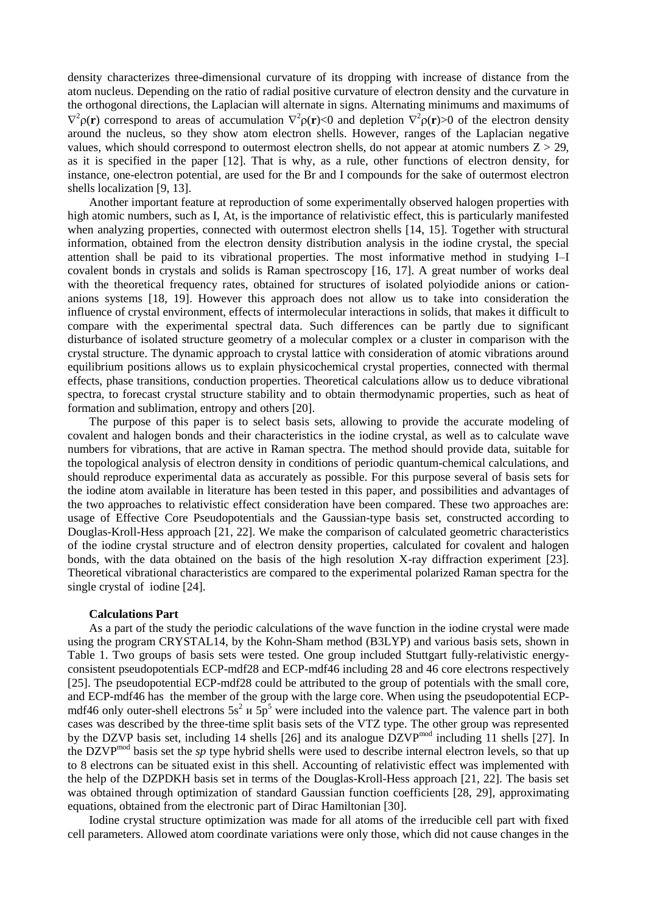density characterizes three-dimensional curvature of its dropping with increase of distance from the atom nucleus. Depending on the ratio of radial positive curvature of electron density and the curvature in the orthogonal directions, the Laplacian will alternate in signs. Alternating minimums and maximums of $\nabla^2\rho(\mathbf{r})$ correspond to areas of accumulation $\nabla^2\rho(\mathbf{r})<0$ and depletion $\nabla^2\rho(\mathbf{r})>0$ of the electron density around the nucleus, so they show atom electron shells. However, ranges of the Laplacian negative values, which should correspond to outermost electron shells, do not appear at atomic numbers $Z > 29$, as it is specified in the paper [12]. That is why, as a rule, other functions of electron density, for instance, one-electron potential, are used for the Br and I compounds for the sake of outermost electron shells localization [9, 13].

Another important feature at reproduction of some experimentally observed halogen properties with high atomic numbers, such as I, At, is the importance of relativistic effect, this is particularly manifested when analyzing properties, connected with outermost electron shells [14, 15]. Together with structural information, obtained from the electron density distribution analysis in the iodine crystal, the special attention shall be paid to its vibrational properties. The most informative method in studying I–I covalent bonds in crystals and solids is Raman spectroscopy [16, 17]. A great number of works deal with the theoretical frequency rates, obtained for structures of isolated polyiodide anions or cation-anions systems [18, 19]. However this approach does not allow us to take into consideration the influence of crystal environment, effects of intermolecular interactions in solids, that makes it difficult to compare with the experimental spectral data. Such differences can be partly due to significant disturbance of isolated structure geometry of a molecular complex or a cluster in comparison with the crystal structure. The dynamic approach to crystal lattice with consideration of atomic vibrations around equilibrium positions allows us to explain physicochemical crystal properties, connected with thermal effects, phase transitions, conduction properties. Theoretical calculations allow us to deduce vibrational spectra, to forecast crystal structure stability and to obtain thermodynamic properties, such as heat of formation and sublimation, entropy and others [20].

The purpose of this paper is to select basis sets, allowing to provide the accurate modeling of covalent and halogen bonds and their characteristics in the iodine crystal, as well as to calculate wave numbers for vibrations, that are active in Raman spectra. The method should provide data, suitable for the topological analysis of electron density in conditions of periodic quantum-chemical calculations, and should reproduce experimental data as accurately as possible. For this purpose several of basis sets for the iodine atom available in literature has been tested in this paper, and possibilities and advantages of the two approaches to relativistic effect consideration have been compared. These two approaches are: usage of Effective Core Pseudopotentials and the Gaussian-type basis set, constructed according to Douglas-Kroll-Hess approach [21, 22]. We make the comparison of calculated geometric characteristics of the iodine crystal structure and of electron density properties, calculated for covalent and halogen bonds, with the data obtained on the basis of the high resolution X-ray diffraction experiment [23]. Theoretical vibrational characteristics are compared to the experimental polarized Raman spectra for the single crystal of iodine [24].

**Calculations Part**

As a part of the study the periodic calculations of the wave function in the iodine crystal were made using the program CRYSTAL14, by the Kohn-Sham method (B3LYP) and various basis sets, shown in Table 1. Two groups of basis sets were tested. One group included Stuttgart fully-relativistic energy-consistent pseudopotentials ECP-mdf28 and ECP-mdf46 including 28 and 46 core electrons respectively [25]. The pseudopotential ECP-mdf28 could be attributed to the group of potentials with the small core, and ECP-mdf46 has the member of the group with the large core. When using the pseudopotential ECP-mdf46 only outer-shell electrons $5s^2$ и $5p^5$ were included into the valence part. The valence part in both cases was described by the three-time split basis sets of the VTZ type. The other group was represented by the DZVP basis set, including 14 shells [26] and its analogue DZVP$^{mod}$ including 11 shells [27]. In the DZVP$^{mod}$ basis set the *sp* type hybrid shells were used to describe internal electron levels, so that up to 8 electrons can be situated exist in this shell. Accounting of relativistic effect was implemented with the help of the DZPDKH basis set in terms of the Douglas-Kroll-Hess approach [21, 22]. The basis set was obtained through optimization of standard Gaussian function coefficients [28, 29], approximating equations, obtained from the electronic part of Dirac Hamiltonian [30].

Iodine crystal structure optimization was made for all atoms of the irreducible cell part with fixed cell parameters. Allowed atom coordinate variations were only those, which did not cause changes in the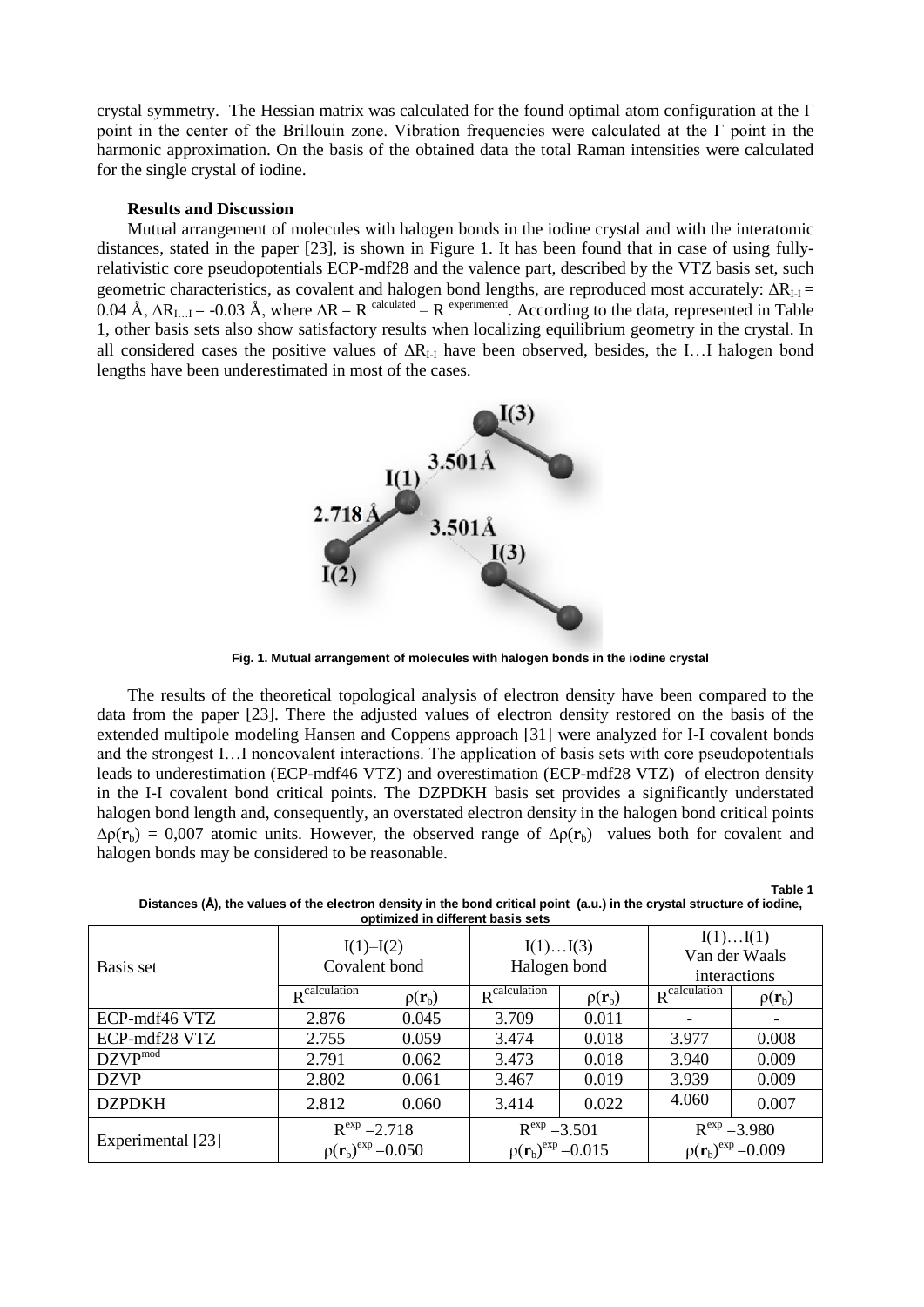crystal symmetry. The Hessian matrix was calculated for the found optimal atom configuration at the Γ point in the center of the Brillouin zone. Vibration frequencies were calculated at the Γ point in the harmonic approximation. On the basis of the obtained data the total Raman intensities were calculated for the single crystal of iodine.

**Results and Discussion**

Mutual arrangement of molecules with halogen bonds in the iodine crystal and with the interatomic distances, stated in the paper [23], is shown in Figure 1. It has been found that in case of using fully-relativistic core pseudopotentials ECP-mdf28 and the valence part, described by the VTZ basis set, such geometric characteristics, as covalent and halogen bond lengths, are reproduced most accurately: $\Delta R_{I\text{-}I}$ = 0.04 Å, $\Delta R_{I\ldots I}$ = -0.03 Å, where $\Delta R = R^{\text{calculated}} - R^{\text{experimented}}$. According to the data, represented in Table 1, other basis sets also show satisfactory results when localizing equilibrium geometry in the crystal. In all considered cases the positive values of $\Delta R_{I\text{-}I}$ have been observed, besides, the I…I halogen bond lengths have been underestimated in most of the cases.

**Fig. 1. Mutual arrangement of molecules with halogen bonds in the iodine crystal**

The results of the theoretical topological analysis of electron density have been compared to the data from the paper [23]. There the adjusted values of electron density restored on the basis of the extended multipole modeling Hansen and Coppens approach [31] were analyzed for I-I covalent bonds and the strongest I…I noncovalent interactions. The application of basis sets with core pseudopotentials leads to underestimation (ECP-mdf46 VTZ) and overestimation (ECP-mdf28 VTZ) of electron density in the I-I covalent bond critical points. The DZPDKH basis set provides a significantly understated halogen bond length and, consequently, an overstated electron density in the halogen bond critical points $\Delta\rho(\mathbf{r}_b)$ = 0,007 atomic units. However, the observed range of $\Delta\rho(\mathbf{r}_b)$ values both for covalent and halogen bonds may be considered to be reasonable.

**Table 1**

**Distances (Å), the values of the electron density in the bond critical point (a.u.) in the crystal structure of iodine, optimized in different basis sets**

| Basis set | I(1)–I(2) Covalent bond | | I(1)…I(3) Halogen bond | | I(1)…I(1) Van der Waals interactions | |
|---|---|---|---|---|---|---|
| | $R^{\text{calculation}}$ | $\rho(\mathbf{r}_b)$ | $R^{\text{calculation}}$ | $\rho(\mathbf{r}_b)$ | $R^{\text{calculation}}$ | $\rho(\mathbf{r}_b)$ |
| ECP-mdf46 VTZ | 2.876 | 0.045 | 3.709 | 0.011 | - | - |
| ECP-mdf28 VTZ | 2.755 | 0.059 | 3.474 | 0.018 | 3.977 | 0.008 |
| DZVP$^{\text{mod}}$ | 2.791 | 0.062 | 3.473 | 0.018 | 3.940 | 0.009 |
| DZVP | 2.802 | 0.061 | 3.467 | 0.019 | 3.939 | 0.009 |
| DZPDKH | 2.812 | 0.060 | 3.414 | 0.022 | 4.060 | 0.007 |
| Experimental [23] | $R^{\text{exp}}$ =2.718 $\rho(\mathbf{r}_b)^{\text{exp}}$ =0.050 | | $R^{\text{exp}}$ =3.501 $\rho(\mathbf{r}_b)^{\text{exp}}$ =0.015 | | $R^{\text{exp}}$ =3.980 $\rho(\mathbf{r}_b)^{\text{exp}}$ =0.009 | |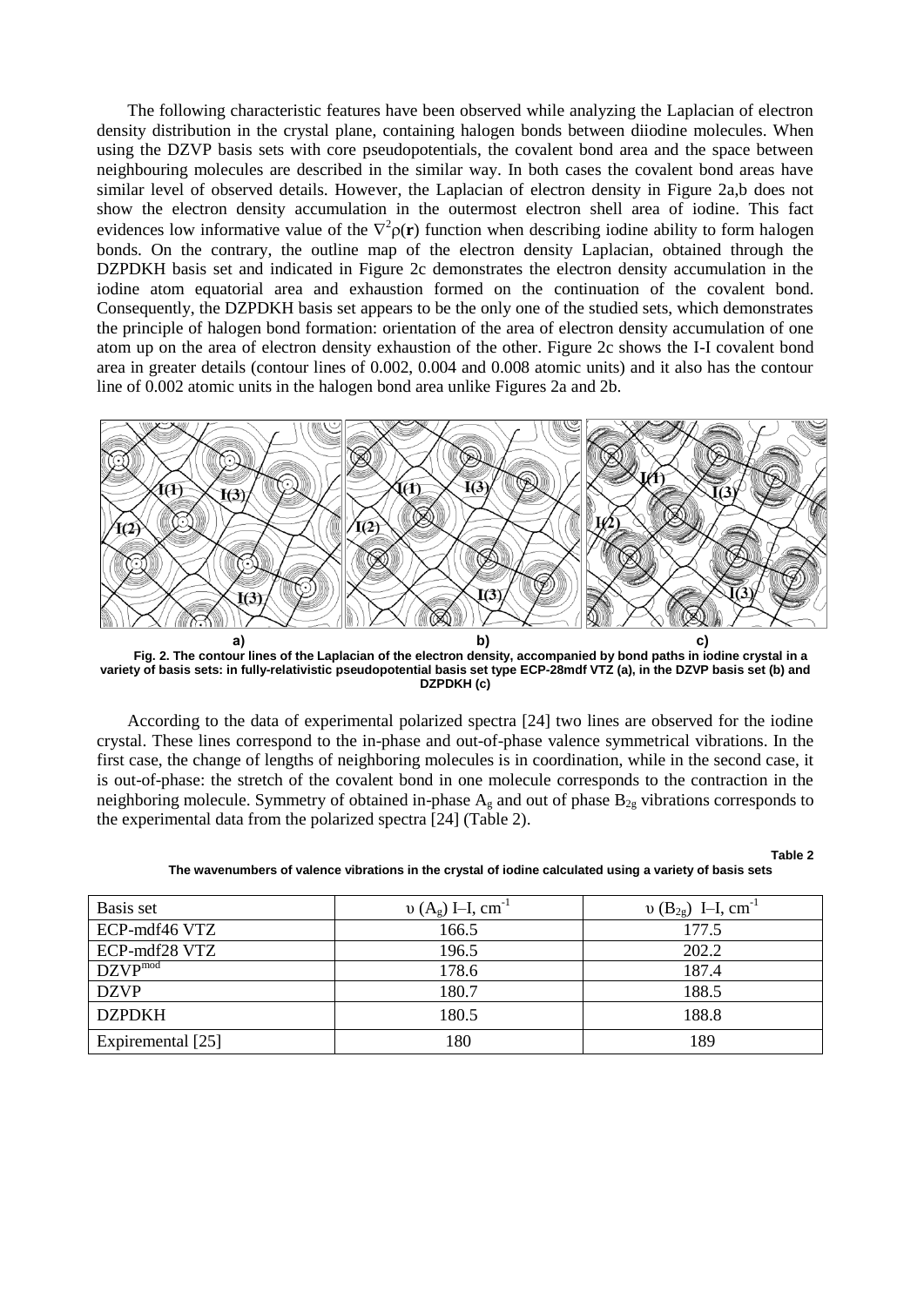The following characteristic features have been observed while analyzing the Laplacian of electron density distribution in the crystal plane, containing halogen bonds between diiodine molecules. When using the DZVP basis sets with core pseudopotentials, the covalent bond area and the space between neighbouring molecules are described in the similar way. In both cases the covalent bond areas have similar level of observed details. However, the Laplacian of electron density in Figure 2a,b does not show the electron density accumulation in the outermost electron shell area of iodine. This fact evidences low informative value of the $\nabla^2\rho(\mathbf{r})$ function when describing iodine ability to form halogen bonds. On the contrary, the outline map of the electron density Laplacian, obtained through the DZPDKH basis set and indicated in Figure 2c demonstrates the electron density accumulation in the iodine atom equatorial area and exhaustion formed on the continuation of the covalent bond. Consequently, the DZPDKH basis set appears to be the only one of the studied sets, which demonstrates the principle of halogen bond formation: orientation of the area of electron density accumulation of one atom up on the area of electron density exhaustion of the other. Figure 2c shows the I-I covalent bond area in greater details (contour lines of 0.002, 0.004 and 0.008 atomic units) and it also has the contour line of 0.002 atomic units in the halogen bond area unlike Figures 2a and 2b.

**Fig. 2. The contour lines of the Laplacian of the electron density, accompanied by bond paths in iodine crystal in a variety of basis sets: in fully-relativistic pseudopotential basis set type ECP-28mdf VTZ (a), in the DZVP basis set (b) and DZPDKH (c)**

According to the data of experimental polarized spectra [24] two lines are observed for the iodine crystal. These lines correspond to the in-phase and out-of-phase valence symmetrical vibrations. In the first case, the change of lengths of neighboring molecules is in coordination, while in the second case, it is out-of-phase: the stretch of the covalent bond in one molecule corresponds to the contraction in the neighboring molecule. Symmetry of obtained in-phase $A_g$ and out of phase $B_{2g}$ vibrations corresponds to the experimental data from the polarized spectra [24] (Table 2).

**Table 2**

**The wavenumbers of valence vibrations in the crystal of iodine calculated using a variety of basis sets**

| Basis set | $\upsilon$ ($A_g$) I–I, cm$^{-1}$ | $\upsilon$ ($B_{2g}$) I–I, cm$^{-1}$ |
|---|---|---|
| ECP-mdf46 VTZ | 166.5 | 177.5 |
| ECP-mdf28 VTZ | 196.5 | 202.2 |
| DZVP$^{mod}$ | 178.6 | 187.4 |
| DZVP | 180.7 | 188.5 |
| DZPDKH | 180.5 | 188.8 |
| Expiremental [25] | 180 | 189 |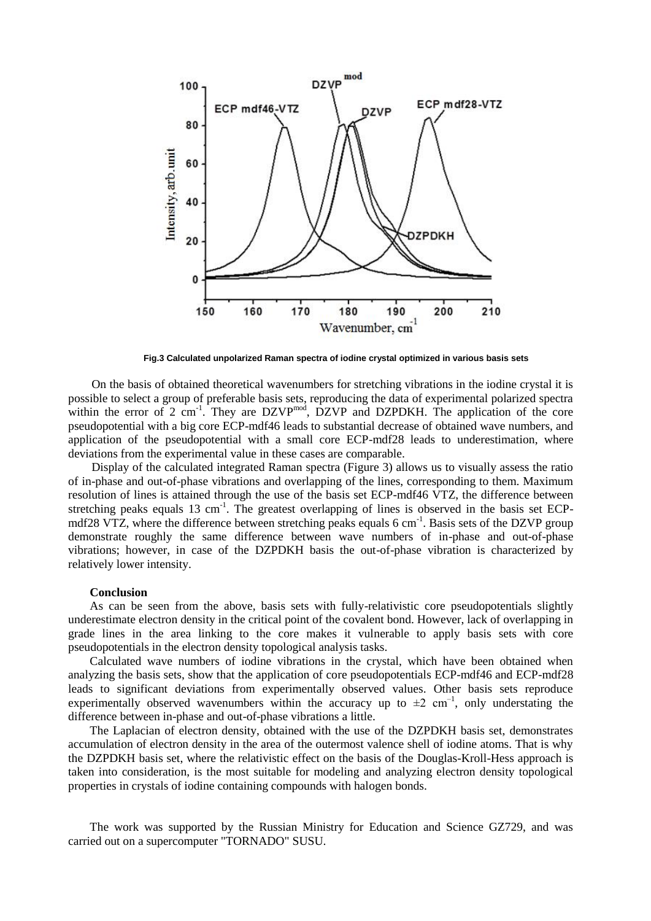Fig.3 Calculated unpolarized Raman spectra of iodine crystal optimized in various basis sets

On the basis of obtained theoretical wavenumbers for stretching vibrations in the iodine crystal it is possible to select a group of preferable basis sets, reproducing the data of experimental polarized spectra within the error of 2 cm$^{-1}$. They are DZVP$^{mod}$, DZVP and DZPDKH. The application of the core pseudopotential with a big core ECP-mdf46 leads to substantial decrease of obtained wave numbers, and application of the pseudopotential with a small core ECP-mdf28 leads to underestimation, where deviations from the experimental value in these cases are comparable.

Display of the calculated integrated Raman spectra (Figure 3) allows us to visually assess the ratio of in-phase and out-of-phase vibrations and overlapping of the lines, corresponding to them. Maximum resolution of lines is attained through the use of the basis set ECP-mdf46 VTZ, the difference between stretching peaks equals 13 cm$^{-1}$. The greatest overlapping of lines is observed in the basis set ECP-mdf28 VTZ, where the difference between stretching peaks equals 6 cm$^{-1}$. Basis sets of the DZVP group demonstrate roughly the same difference between wave numbers of in-phase and out-of-phase vibrations; however, in case of the DZPDKH basis the out-of-phase vibration is characterized by relatively lower intensity.

**Conclusion**

As can be seen from the above, basis sets with fully-relativistic core pseudopotentials slightly underestimate electron density in the critical point of the covalent bond. However, lack of overlapping in grade lines in the area linking to the core makes it vulnerable to apply basis sets with core pseudopotentials in the electron density topological analysis tasks.

Calculated wave numbers of iodine vibrations in the crystal, which have been obtained when analyzing the basis sets, show that the application of core pseudopotentials ECP-mdf46 and ECP-mdf28 leads to significant deviations from experimentally observed values. Other basis sets reproduce experimentally observed wavenumbers within the accuracy up to $\pm 2$ cm$^{-1}$, only understating the difference between in-phase and out-of-phase vibrations a little.

The Laplacian of electron density, obtained with the use of the DZPDKH basis set, demonstrates accumulation of electron density in the area of the outermost valence shell of iodine atoms. That is why the DZPDKH basis set, where the relativistic effect on the basis of the Douglas-Kroll-Hess approach is taken into consideration, is the most suitable for modeling and analyzing electron density topological properties in crystals of iodine containing compounds with halogen bonds.

The work was supported by the Russian Ministry for Education and Science GZ729, and was carried out on a supercomputer "TORNADO" SUSU.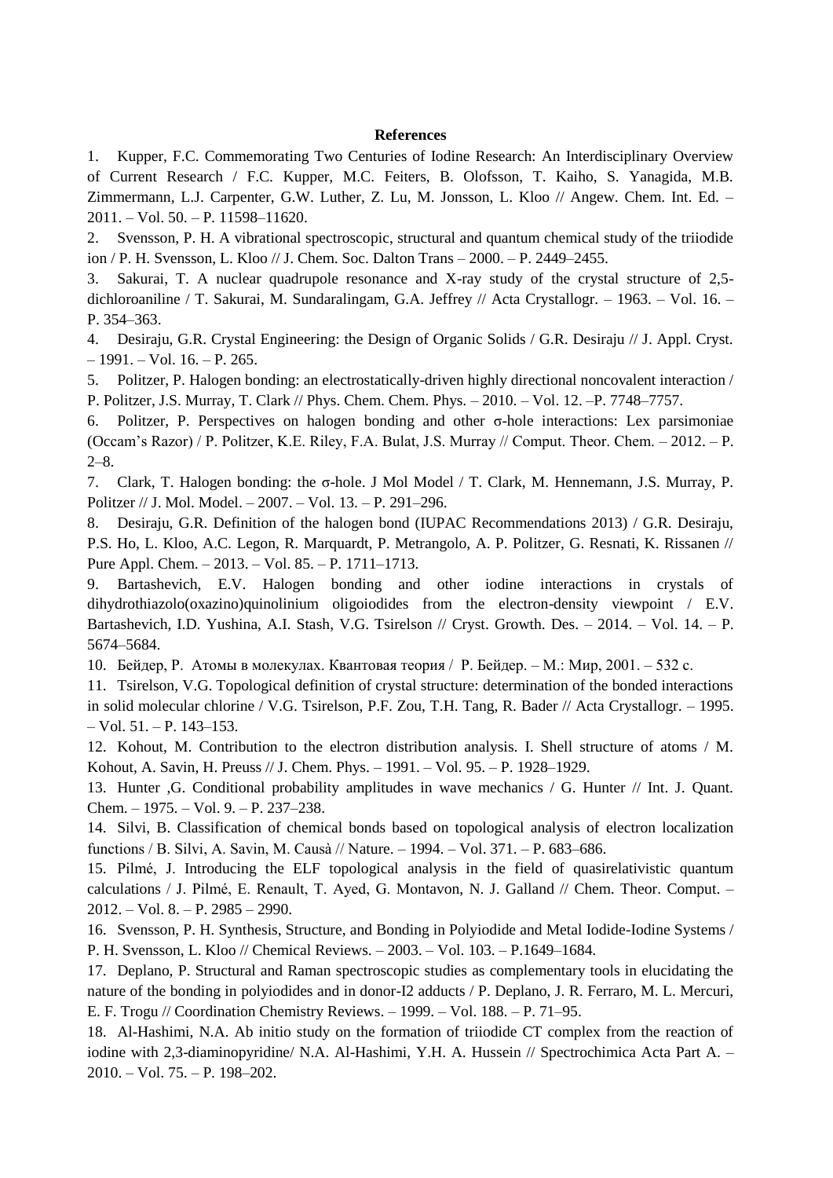**References**

1. Kupper, F.C. Commemorating Two Centuries of Iodine Research: An Interdisciplinary Overview of Current Research / F.C. Kupper, M.C. Feiters, B. Olofsson, T. Kaiho, S. Yanagida, M.B. Zimmermann, L.J. Carpenter, G.W. Luther, Z. Lu, M. Jonsson, L. Kloo // Angew. Chem. Int. Ed. – 2011. – Vol. 50. – P. 11598–11620.
2. Svensson, P. H. A vibrational spectroscopic, structural and quantum chemical study of the triiodide ion / P. H. Svensson, L. Kloo // J. Chem. Soc. Dalton Trans – 2000. – P. 2449–2455.
3. Sakurai, T. A nuclear quadrupole resonance and X-ray study of the crystal structure of 2,5-dichloroaniline / T. Sakurai, M. Sundaralingam, G.A. Jeffrey // Acta Crystallogr. – 1963. – Vol. 16. – P. 354–363.
4. Desiraju, G.R. Crystal Engineering: the Design of Organic Solids / G.R. Desiraju // J. Appl. Cryst. – 1991. – Vol. 16. – P. 265.
5. Politzer, P. Halogen bonding: an electrostatically-driven highly directional noncovalent interaction / P. Politzer, J.S. Murray, T. Clark // Phys. Chem. Chem. Phys. – 2010. – Vol. 12. –P. 7748–7757.
6. Politzer, P. Perspectives on halogen bonding and other σ-hole interactions: Lex parsimoniae (Occam's Razor) / P. Politzer, K.E. Riley, F.A. Bulat, J.S. Murray // Comput. Theor. Chem. – 2012. – P. 2–8.
7. Clark, T. Halogen bonding: the σ-hole. J Mol Model / T. Clark, M. Hennemann, J.S. Murray, P. Politzer // J. Mol. Model. – 2007. – Vol. 13. – P. 291–296.
8. Desiraju, G.R. Definition of the halogen bond (IUPAC Recommendations 2013) / G.R. Desiraju, P.S. Ho, L. Kloo, A.C. Legon, R. Marquardt, P. Metrangolo, A. P. Politzer, G. Resnati, K. Rissanen // Pure Appl. Chem. – 2013. – Vol. 85. – P. 1711–1713.
9. Bartashevich, E.V. Halogen bonding and other iodine interactions in crystals of dihydrothiazolo(oxazino)quinolinium oligoiodides from the electron-density viewpoint / E.V. Bartashevich, I.D. Yushina, A.I. Stash, V.G. Tsirelson // Cryst. Growth. Des. – 2014. – Vol. 14. – P. 5674–5684.
10. Бейдер, Р. Атомы в молекулах. Квантовая теория / Р. Бейдер. – М.: Мир, 2001. – 532 с.
11. Tsirelson, V.G. Topological definition of crystal structure: determination of the bonded interactions in solid molecular chlorine / V.G. Tsirelson, P.F. Zou, T.H. Tang, R. Bader // Acta Crystallogr. – 1995. – Vol. 51. – P. 143–153.
12. Kohout, M. Contribution to the electron distribution analysis. I. Shell structure of atoms / M. Kohout, A. Savin, H. Preuss // J. Chem. Phys. – 1991. – Vol. 95. – P. 1928–1929.
13. Hunter ,G. Conditional probability amplitudes in wave mechanics / G. Hunter // Int. J. Quant. Chem. – 1975. – Vol. 9. – P. 237–238.
14. Silvi, B. Classification of chemical bonds based on topological analysis of electron localization functions / B. Silvi, A. Savin, M. Causà // Nature. – 1994. – Vol. 371. – P. 683–686.
15. Pilmé, J. Introducing the ELF topological analysis in the field of quasirelativistic quantum calculations / J. Pilmé, E. Renault, T. Ayed, G. Montavon, N. J. Galland // Chem. Theor. Comput. – 2012. – Vol. 8. – P. 2985 – 2990.
16. Svensson, P. H. Synthesis, Structure, and Bonding in Polyiodide and Metal Iodide-Iodine Systems / P. H. Svensson, L. Kloo // Chemical Reviews. – 2003. – Vol. 103. – P.1649–1684.
17. Deplano, P. Structural and Raman spectroscopic studies as complementary tools in elucidating the nature of the bonding in polyiodides and in donor-I2 adducts / P. Deplano, J. R. Ferraro, M. L. Mercuri, E. F. Trogu // Coordination Chemistry Reviews. – 1999. – Vol. 188. – P. 71–95.
18. Al-Hashimi, N.A. Ab initio study on the formation of triiodide CT complex from the reaction of iodine with 2,3-diaminopyridine/ N.A. Al-Hashimi, Y.H. A. Hussein // Spectrochimica Acta Part A. – 2010. – Vol. 75. – P. 198–202.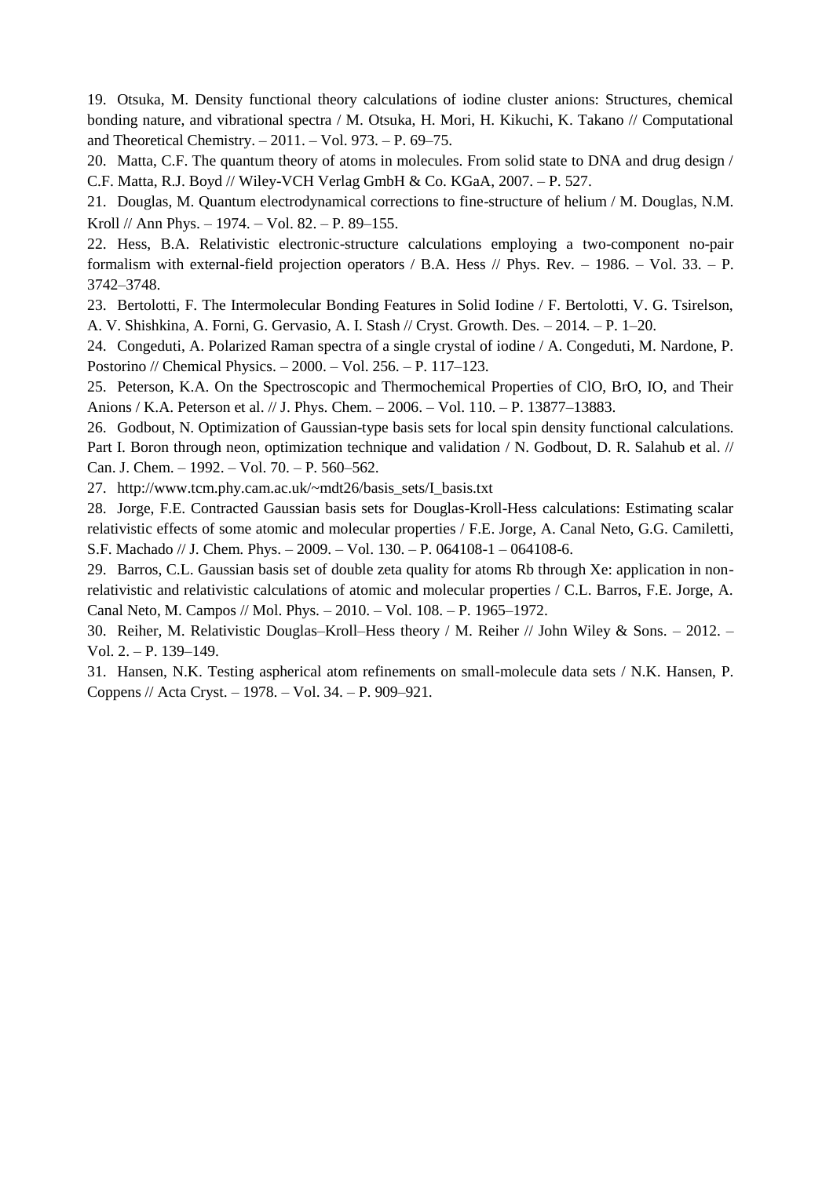19. Otsuka, M. Density functional theory calculations of iodine cluster anions: Structures, chemical bonding nature, and vibrational spectra / M. Otsuka, H. Mori, H. Kikuchi, K. Takano // Computational and Theoretical Chemistry. – 2011. – Vol. 973. – P. 69–75.

20. Matta, C.F. The quantum theory of atoms in molecules. From solid state to DNA and drug design / C.F. Matta, R.J. Boyd // Wiley-VCH Verlag GmbH & Co. KGaA, 2007. – P. 527.

21. Douglas, M. Quantum electrodynamical corrections to fine-structure of helium / M. Douglas, N.M. Kroll // Ann Phys. – 1974. – Vol. 82. – P. 89–155.

22. Hess, B.A. Relativistic electronic-structure calculations employing a two-component no-pair formalism with external-field projection operators / B.A. Hess // Phys. Rev. – 1986. – Vol. 33. – P. 3742–3748.

23. Bertolotti, F. The Intermolecular Bonding Features in Solid Iodine / F. Bertolotti, V. G. Tsirelson, A. V. Shishkina, A. Forni, G. Gervasio, A. I. Stash // Cryst. Growth. Des. – 2014. – P. 1–20.

24. Congeduti, A. Polarized Raman spectra of a single crystal of iodine / A. Congeduti, M. Nardone, P. Postorino // Chemical Physics. – 2000. – Vol. 256. – P. 117–123.

25. Peterson, K.A. On the Spectroscopic and Thermochemical Properties of ClO, BrO, IO, and Their Anions / K.A. Peterson et al. // J. Phys. Chem. – 2006. – Vol. 110. – P. 13877–13883.

26. Godbout, N. Optimization of Gaussian-type basis sets for local spin density functional calculations. Part I. Boron through neon, optimization technique and validation / N. Godbout, D. R. Salahub et al. // Can. J. Chem. – 1992. – Vol. 70. – P. 560–562.

27. http://www.tcm.phy.cam.ac.uk/~mdt26/basis_sets/I_basis.txt

28. Jorge, F.E. Contracted Gaussian basis sets for Douglas-Kroll-Hess calculations: Estimating scalar relativistic effects of some atomic and molecular properties / F.E. Jorge, A. Canal Neto, G.G. Camiletti, S.F. Machado // J. Chem. Phys. – 2009. – Vol. 130. – P. 064108-1 – 064108-6.

29. Barros, C.L. Gaussian basis set of double zeta quality for atoms Rb through Xe: application in non-relativistic and relativistic calculations of atomic and molecular properties / C.L. Barros, F.E. Jorge, A. Canal Neto, M. Campos // Mol. Phys. – 2010. – Vol. 108. – P. 1965–1972.

30. Reiher, M. Relativistic Douglas–Kroll–Hess theory / M. Reiher // John Wiley & Sons. – 2012. – Vol. 2. – P. 139–149.

31. Hansen, N.K. Testing aspherical atom refinements on small-molecule data sets / N.K. Hansen, P. Coppens // Acta Cryst. – 1978. – Vol. 34. – P. 909–921.